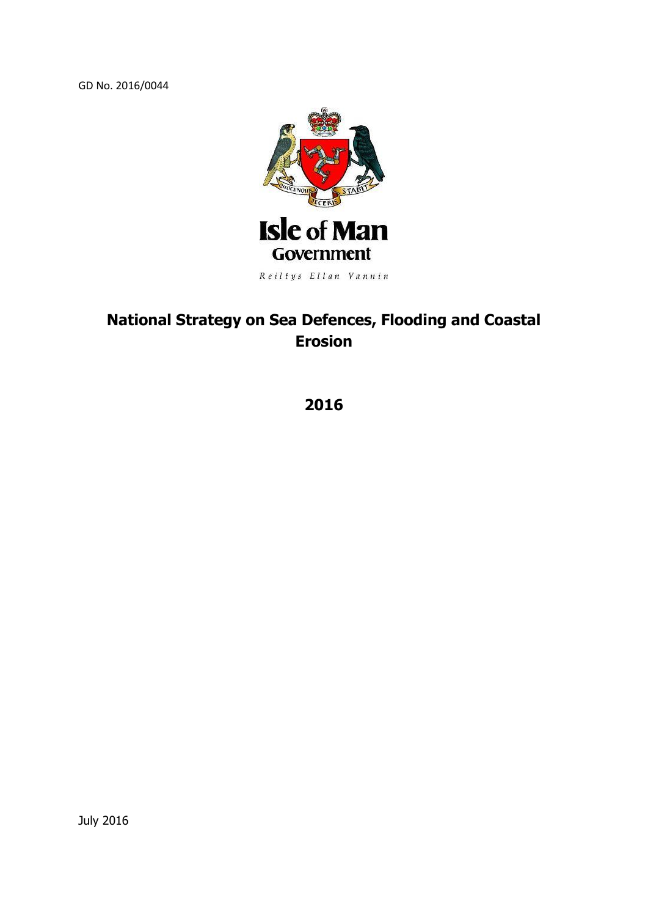GD No. 2016/0044

Isle of Man Government

Reiltys Ellan Vannin

# National Strategy on Sea Defences, Flooding and Coastal Erosion

## 2016

July 2016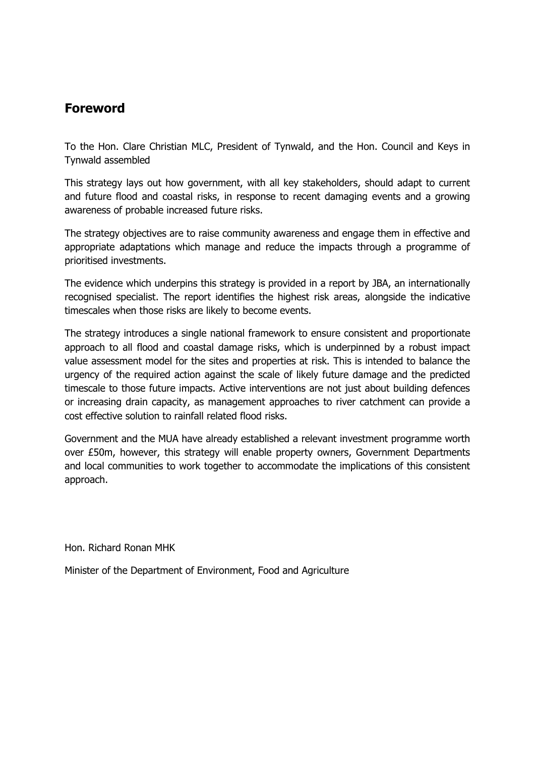## Foreword

To the Hon. Clare Christian MLC, President of Tynwald, and the Hon. Council and Keys in Tynwald assembled

This strategy lays out how government, with all key stakeholders, should adapt to current and future flood and coastal risks, in response to recent damaging events and a growing awareness of probable increased future risks.

The strategy objectives are to raise community awareness and engage them in effective and appropriate adaptations which manage and reduce the impacts through a programme of prioritised investments.

The evidence which underpins this strategy is provided in a report by JBA, an internationally recognised specialist. The report identifies the highest risk areas, alongside the indicative timescales when those risks are likely to become events.

The strategy introduces a single national framework to ensure consistent and proportionate approach to all flood and coastal damage risks, which is underpinned by a robust impact value assessment model for the sites and properties at risk. This is intended to balance the urgency of the required action against the scale of likely future damage and the predicted timescale to those future impacts. Active interventions are not just about building defences or increasing drain capacity, as management approaches to river catchment can provide a cost effective solution to rainfall related flood risks.

Government and the MUA have already established a relevant investment programme worth over £50m, however, this strategy will enable property owners, Government Departments and local communities to work together to accommodate the implications of this consistent approach.

Hon. Richard Ronan MHK

Minister of the Department of Environment, Food and Agriculture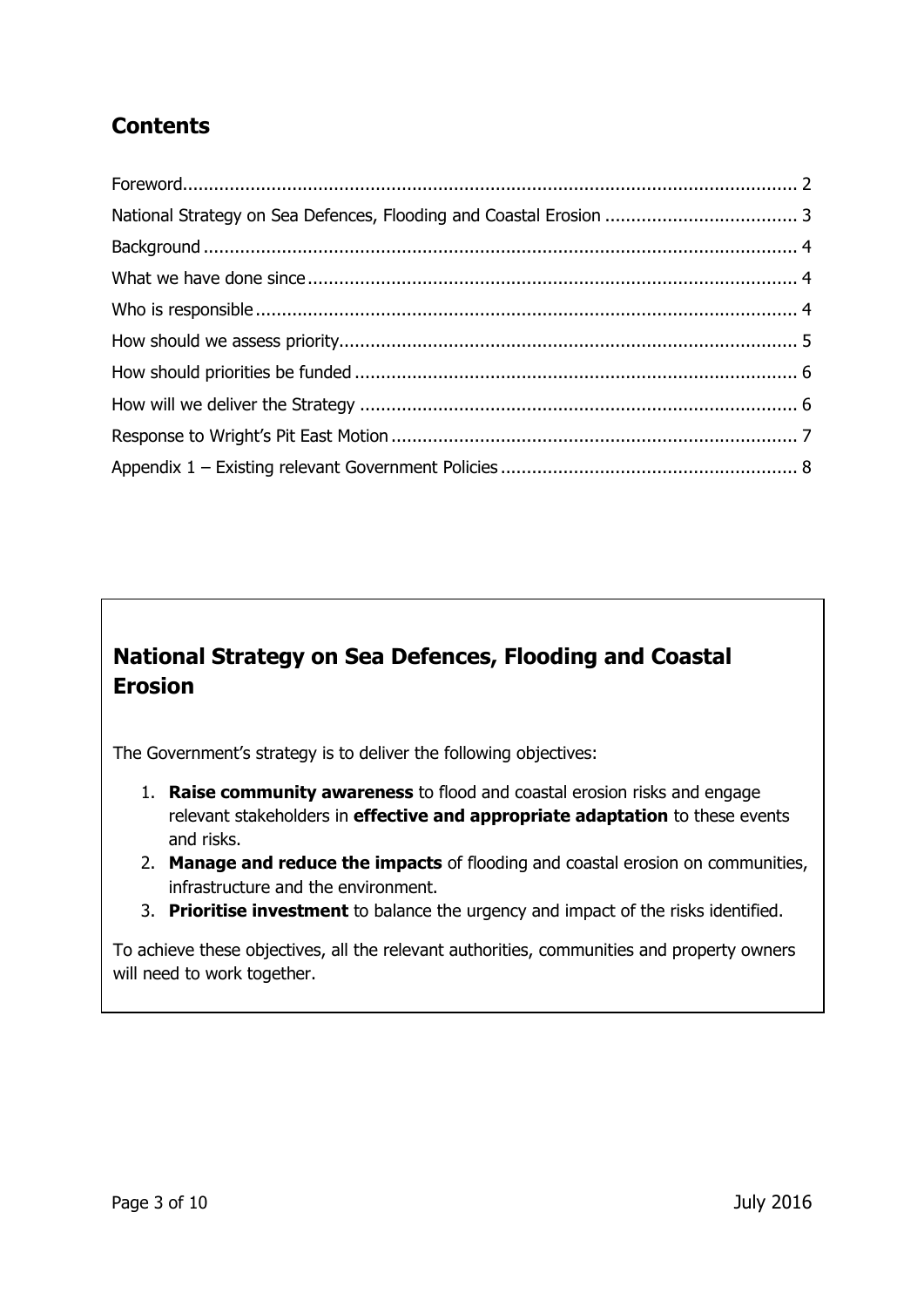## Contents

Foreword.................................................................................................................... 2
National Strategy on Sea Defences, Flooding and Coastal Erosion ..................................... 3
Background ................................................................................................................ 4
What we have done since ............................................................................................ 4
Who is responsible ...................................................................................................... 4
How should we assess priority....................................................................................... 5
How should priorities be funded .................................................................................... 6
How will we deliver the Strategy .................................................................................. 6
Response to Wright's Pit East Motion ............................................................................. 7
Appendix 1 – Existing relevant Government Policies ........................................................ 8

## National Strategy on Sea Defences, Flooding and Coastal Erosion

The Government's strategy is to deliver the following objectives:

1. **Raise community awareness** to flood and coastal erosion risks and engage relevant stakeholders in **effective and appropriate adaptation** to these events and risks.
2. **Manage and reduce the impacts** of flooding and coastal erosion on communities, infrastructure and the environment.
3. **Prioritise investment** to balance the urgency and impact of the risks identified.

To achieve these objectives, all the relevant authorities, communities and property owners will need to work together.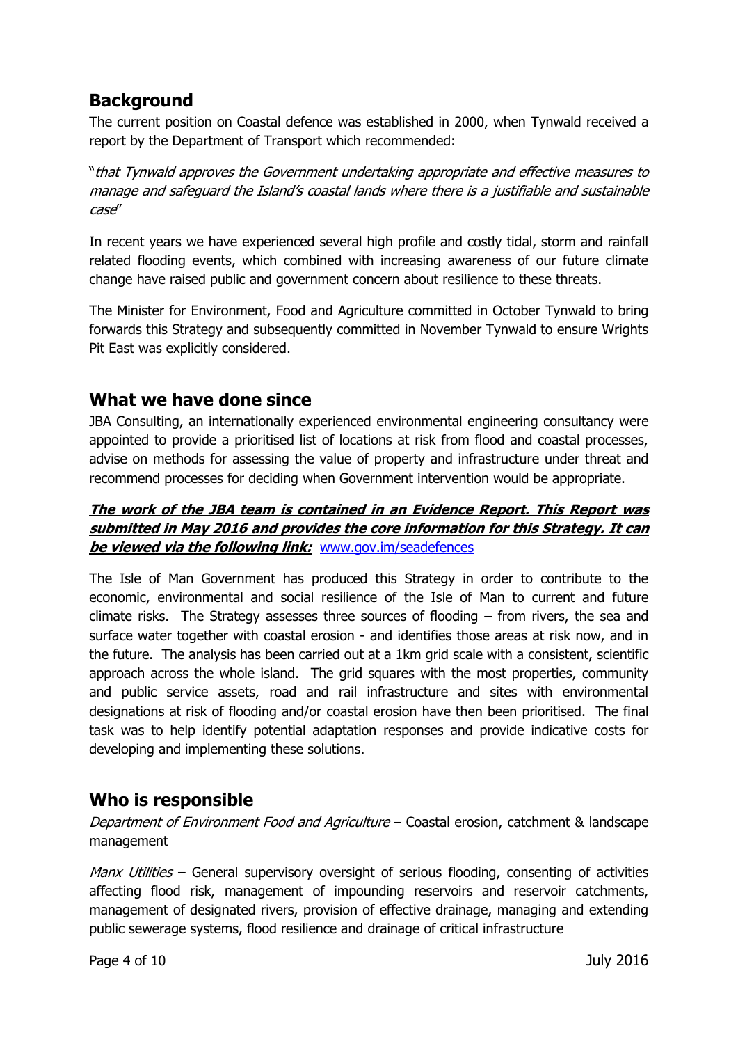## Background

The current position on Coastal defence was established in 2000, when Tynwald received a report by the Department of Transport which recommended:

"*that Tynwald approves the Government undertaking appropriate and effective measures to manage and safeguard the Island's coastal lands where there is a justifiable and sustainable case*"

In recent years we have experienced several high profile and costly tidal, storm and rainfall related flooding events, which combined with increasing awareness of our future climate change have raised public and government concern about resilience to these threats.

The Minister for Environment, Food and Agriculture committed in October Tynwald to bring forwards this Strategy and subsequently committed in November Tynwald to ensure Wrights Pit East was explicitly considered.

## What we have done since

JBA Consulting, an internationally experienced environmental engineering consultancy were appointed to provide a prioritised list of locations at risk from flood and coastal processes, advise on methods for assessing the value of property and infrastructure under threat and recommend processes for deciding when Government intervention would be appropriate.

***The work of the JBA team is contained in an Evidence Report. This Report was submitted in May 2016 and provides the core information for this Strategy. It can be viewed via the following link:*** [www.gov.im/seadefences](www.gov.im/seadefences)

The Isle of Man Government has produced this Strategy in order to contribute to the economic, environmental and social resilience of the Isle of Man to current and future climate risks. The Strategy assesses three sources of flooding – from rivers, the sea and surface water together with coastal erosion - and identifies those areas at risk now, and in the future. The analysis has been carried out at a 1km grid scale with a consistent, scientific approach across the whole island. The grid squares with the most properties, community and public service assets, road and rail infrastructure and sites with environmental designations at risk of flooding and/or coastal erosion have then been prioritised. The final task was to help identify potential adaptation responses and provide indicative costs for developing and implementing these solutions.

## Who is responsible

*Department of Environment Food and Agriculture* – Coastal erosion, catchment & landscape management

*Manx Utilities* – General supervisory oversight of serious flooding, consenting of activities affecting flood risk, management of impounding reservoirs and reservoir catchments, management of designated rivers, provision of effective drainage, managing and extending public sewerage systems, flood resilience and drainage of critical infrastructure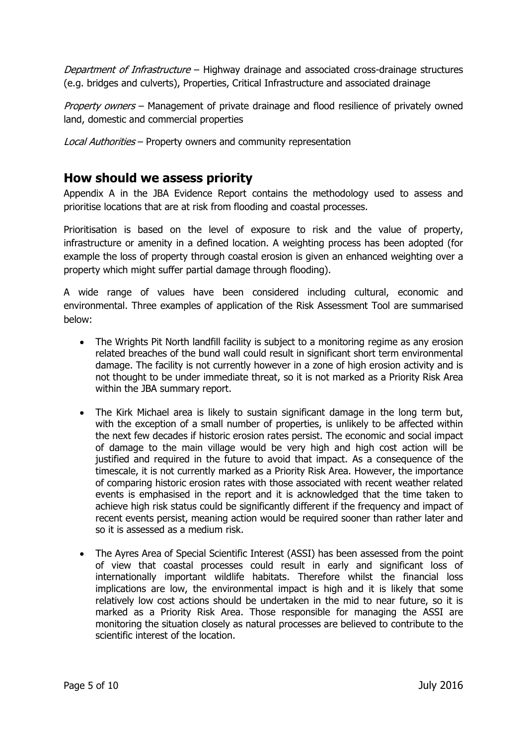*Department of Infrastructure* – Highway drainage and associated cross-drainage structures (e.g. bridges and culverts), Properties, Critical Infrastructure and associated drainage

*Property owners* – Management of private drainage and flood resilience of privately owned land, domestic and commercial properties

*Local Authorities* – Property owners and community representation

## How should we assess priority

Appendix A in the JBA Evidence Report contains the methodology used to assess and prioritise locations that are at risk from flooding and coastal processes.

Prioritisation is based on the level of exposure to risk and the value of property, infrastructure or amenity in a defined location. A weighting process has been adopted (for example the loss of property through coastal erosion is given an enhanced weighting over a property which might suffer partial damage through flooding).

A wide range of values have been considered including cultural, economic and environmental. Three examples of application of the Risk Assessment Tool are summarised below:

- The Wrights Pit North landfill facility is subject to a monitoring regime as any erosion related breaches of the bund wall could result in significant short term environmental damage. The facility is not currently however in a zone of high erosion activity and is not thought to be under immediate threat, so it is not marked as a Priority Risk Area within the JBA summary report.

- The Kirk Michael area is likely to sustain significant damage in the long term but, with the exception of a small number of properties, is unlikely to be affected within the next few decades if historic erosion rates persist. The economic and social impact of damage to the main village would be very high and high cost action will be justified and required in the future to avoid that impact. As a consequence of the timescale, it is not currently marked as a Priority Risk Area. However, the importance of comparing historic erosion rates with those associated with recent weather related events is emphasised in the report and it is acknowledged that the time taken to achieve high risk status could be significantly different if the frequency and impact of recent events persist, meaning action would be required sooner than rather later and so it is assessed as a medium risk.

- The Ayres Area of Special Scientific Interest (ASSI) has been assessed from the point of view that coastal processes could result in early and significant loss of internationally important wildlife habitats. Therefore whilst the financial loss implications are low, the environmental impact is high and it is likely that some relatively low cost actions should be undertaken in the mid to near future, so it is marked as a Priority Risk Area. Those responsible for managing the ASSI are monitoring the situation closely as natural processes are believed to contribute to the scientific interest of the location.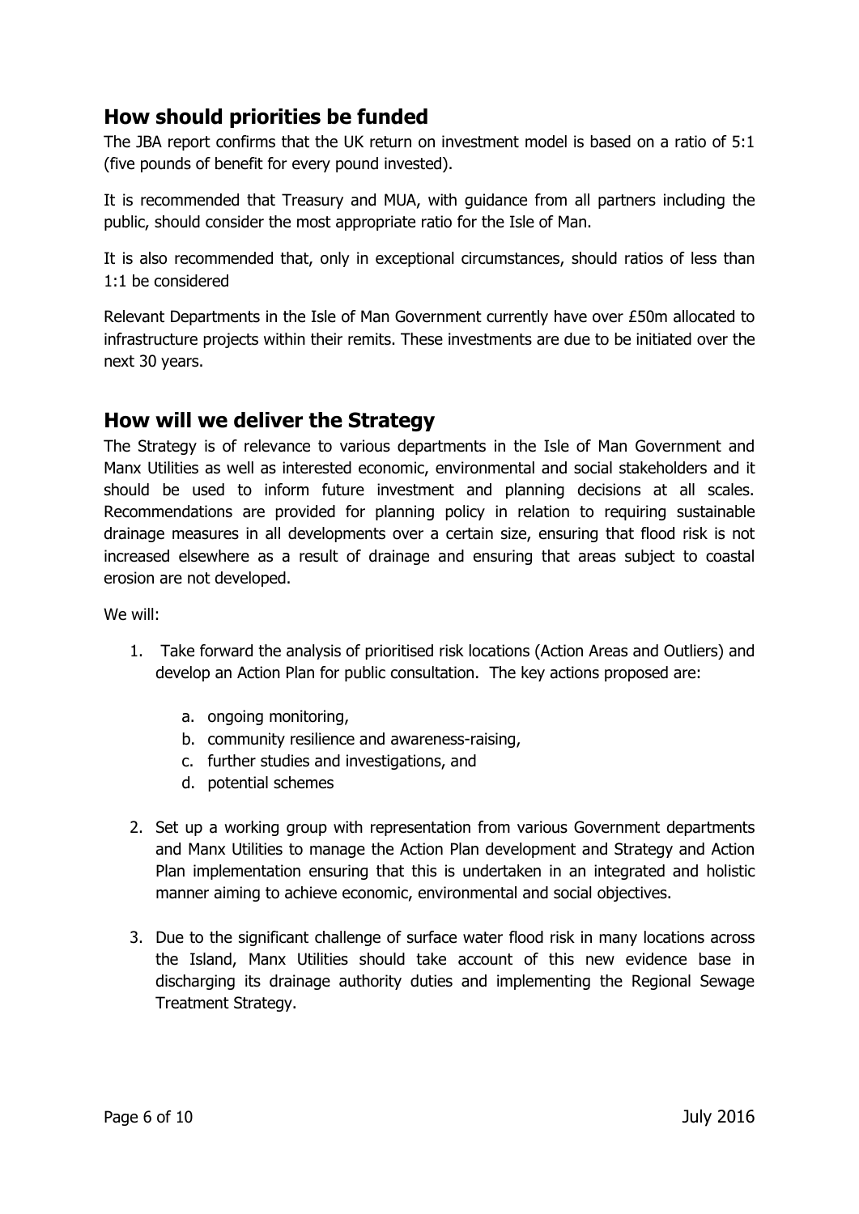## How should priorities be funded

The JBA report confirms that the UK return on investment model is based on a ratio of 5:1 (five pounds of benefit for every pound invested).

It is recommended that Treasury and MUA, with guidance from all partners including the public, should consider the most appropriate ratio for the Isle of Man.

It is also recommended that, only in exceptional circumstances, should ratios of less than 1:1 be considered

Relevant Departments in the Isle of Man Government currently have over £50m allocated to infrastructure projects within their remits. These investments are due to be initiated over the next 30 years.

## How will we deliver the Strategy

The Strategy is of relevance to various departments in the Isle of Man Government and Manx Utilities as well as interested economic, environmental and social stakeholders and it should be used to inform future investment and planning decisions at all scales. Recommendations are provided for planning policy in relation to requiring sustainable drainage measures in all developments over a certain size, ensuring that flood risk is not increased elsewhere as a result of drainage and ensuring that areas subject to coastal erosion are not developed.

We will:

1. Take forward the analysis of prioritised risk locations (Action Areas and Outliers) and develop an Action Plan for public consultation. The key actions proposed are:

    a. ongoing monitoring,
    b. community resilience and awareness-raising,
    c. further studies and investigations, and
    d. potential schemes

2. Set up a working group with representation from various Government departments and Manx Utilities to manage the Action Plan development and Strategy and Action Plan implementation ensuring that this is undertaken in an integrated and holistic manner aiming to achieve economic, environmental and social objectives.

3. Due to the significant challenge of surface water flood risk in many locations across the Island, Manx Utilities should take account of this new evidence base in discharging its drainage authority duties and implementing the Regional Sewage Treatment Strategy.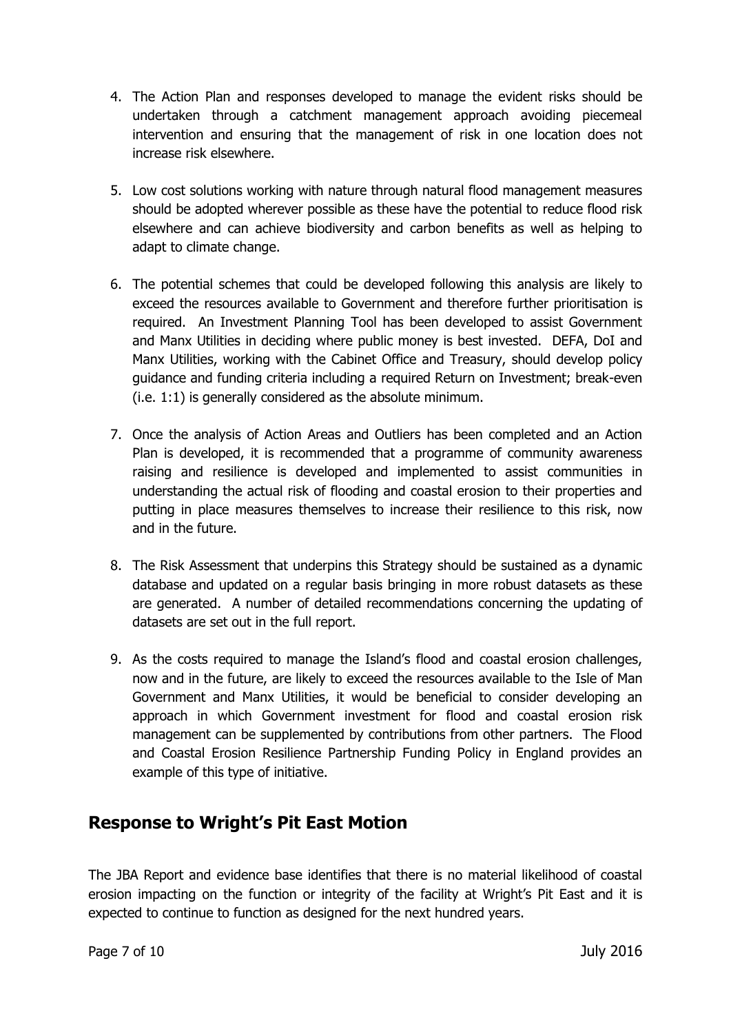4. The Action Plan and responses developed to manage the evident risks should be undertaken through a catchment management approach avoiding piecemeal intervention and ensuring that the management of risk in one location does not increase risk elsewhere.

5. Low cost solutions working with nature through natural flood management measures should be adopted wherever possible as these have the potential to reduce flood risk elsewhere and can achieve biodiversity and carbon benefits as well as helping to adapt to climate change.

6. The potential schemes that could be developed following this analysis are likely to exceed the resources available to Government and therefore further prioritisation is required. An Investment Planning Tool has been developed to assist Government and Manx Utilities in deciding where public money is best invested. DEFA, DoI and Manx Utilities, working with the Cabinet Office and Treasury, should develop policy guidance and funding criteria including a required Return on Investment; break-even (i.e. 1:1) is generally considered as the absolute minimum.

7. Once the analysis of Action Areas and Outliers has been completed and an Action Plan is developed, it is recommended that a programme of community awareness raising and resilience is developed and implemented to assist communities in understanding the actual risk of flooding and coastal erosion to their properties and putting in place measures themselves to increase their resilience to this risk, now and in the future.

8. The Risk Assessment that underpins this Strategy should be sustained as a dynamic database and updated on a regular basis bringing in more robust datasets as these are generated. A number of detailed recommendations concerning the updating of datasets are set out in the full report.

9. As the costs required to manage the Island's flood and coastal erosion challenges, now and in the future, are likely to exceed the resources available to the Isle of Man Government and Manx Utilities, it would be beneficial to consider developing an approach in which Government investment for flood and coastal erosion risk management can be supplemented by contributions from other partners. The Flood and Coastal Erosion Resilience Partnership Funding Policy in England provides an example of this type of initiative.

## Response to Wright's Pit East Motion

The JBA Report and evidence base identifies that there is no material likelihood of coastal erosion impacting on the function or integrity of the facility at Wright's Pit East and it is expected to continue to function as designed for the next hundred years.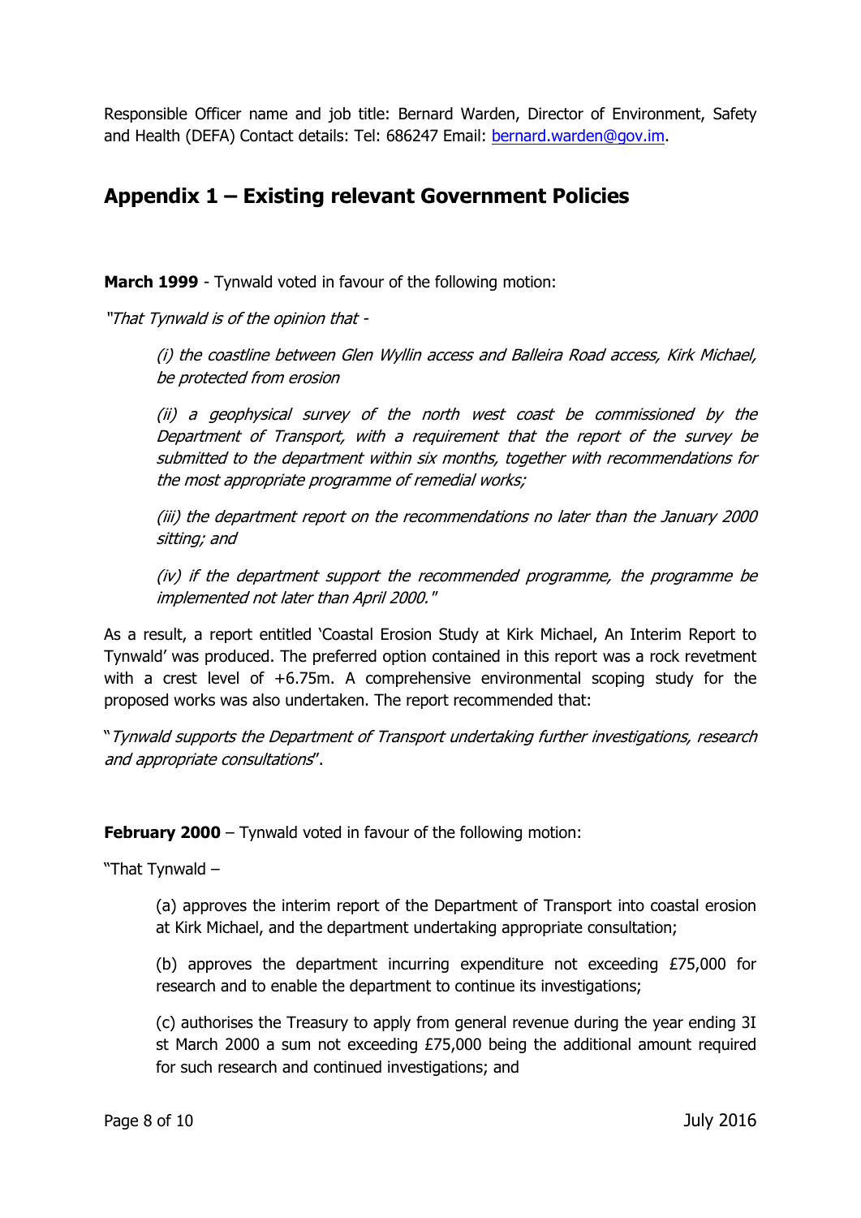Responsible Officer name and job title: Bernard Warden, Director of Environment, Safety and Health (DEFA) Contact details: Tel: 686247 Email: bernard.warden@gov.im.

## Appendix 1 – Existing relevant Government Policies

**March 1999** - Tynwald voted in favour of the following motion:

*"That Tynwald is of the opinion that -*

> *(i) the coastline between Glen Wyllin access and Balleira Road access, Kirk Michael, be protected from erosion*
>
> *(ii) a geophysical survey of the north west coast be commissioned by the Department of Transport, with a requirement that the report of the survey be submitted to the department within six months, together with recommendations for the most appropriate programme of remedial works;*
>
> *(iii) the department report on the recommendations no later than the January 2000 sitting; and*
>
> *(iv) if the department support the recommended programme, the programme be implemented not later than April 2000."*

As a result, a report entitled 'Coastal Erosion Study at Kirk Michael, An Interim Report to Tynwald' was produced. The preferred option contained in this report was a rock revetment with a crest level of +6.75m. A comprehensive environmental scoping study for the proposed works was also undertaken. The report recommended that:

"*Tynwald supports the Department of Transport undertaking further investigations, research and appropriate consultations*".

**February 2000** – Tynwald voted in favour of the following motion:

"That Tynwald –

> (a) approves the interim report of the Department of Transport into coastal erosion at Kirk Michael, and the department undertaking appropriate consultation;
>
> (b) approves the department incurring expenditure not exceeding £75,000 for research and to enable the department to continue its investigations;
>
> (c) authorises the Treasury to apply from general revenue during the year ending 3I st March 2000 a sum not exceeding £75,000 being the additional amount required for such research and continued investigations; and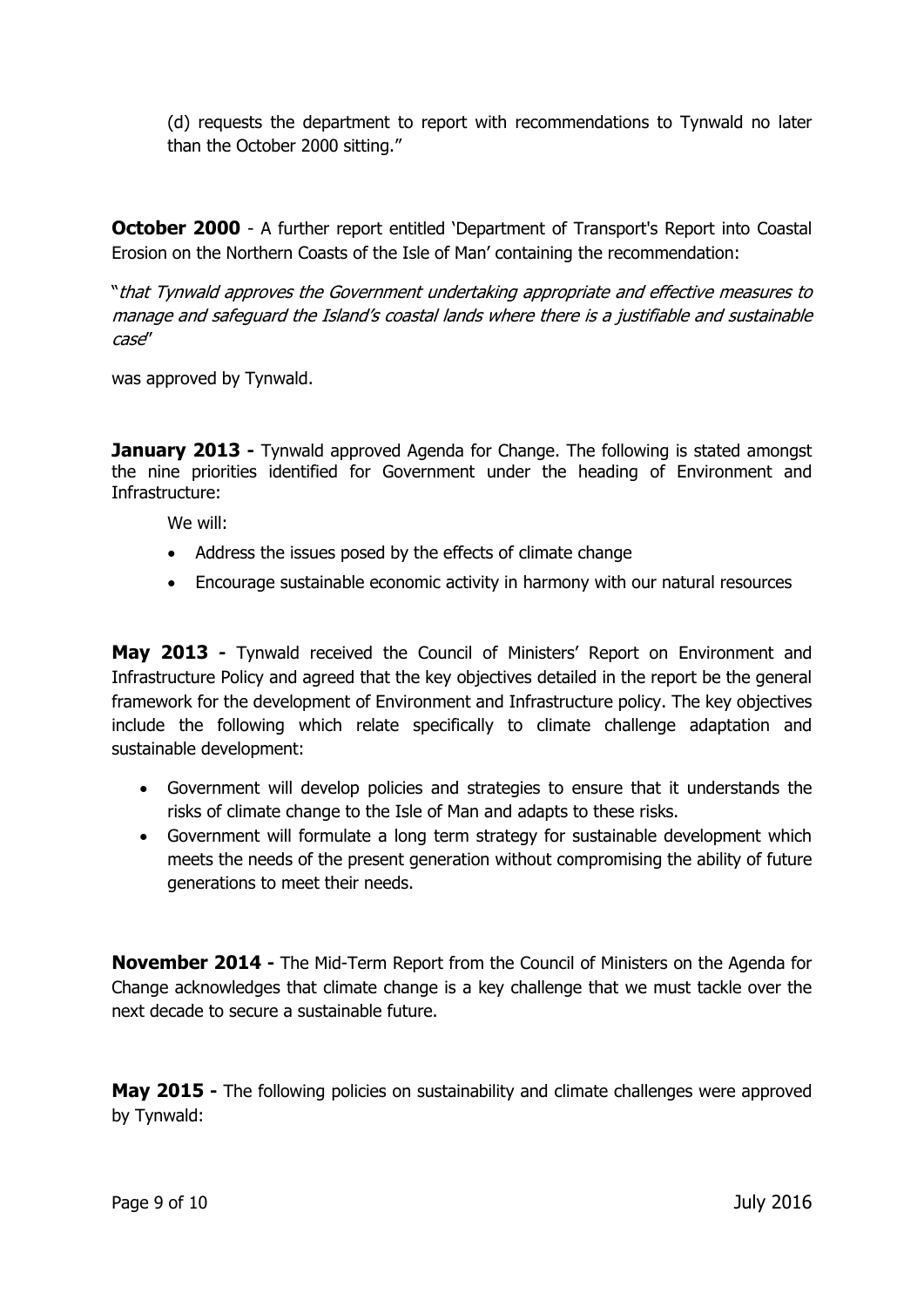(d) requests the department to report with recommendations to Tynwald no later than the October 2000 sitting."

**October 2000** - A further report entitled 'Department of Transport's Report into Coastal Erosion on the Northern Coasts of the Isle of Man' containing the recommendation:

"*that Tynwald approves the Government undertaking appropriate and effective measures to manage and safeguard the Island's coastal lands where there is a justifiable and sustainable case*"

was approved by Tynwald.

**January 2013 -** Tynwald approved Agenda for Change. The following is stated amongst the nine priorities identified for Government under the heading of Environment and Infrastructure:

We will:

- Address the issues posed by the effects of climate change
- Encourage sustainable economic activity in harmony with our natural resources

**May 2013 -** Tynwald received the Council of Ministers' Report on Environment and Infrastructure Policy and agreed that the key objectives detailed in the report be the general framework for the development of Environment and Infrastructure policy. The key objectives include the following which relate specifically to climate challenge adaptation and sustainable development:

- Government will develop policies and strategies to ensure that it understands the risks of climate change to the Isle of Man and adapts to these risks.
- Government will formulate a long term strategy for sustainable development which meets the needs of the present generation without compromising the ability of future generations to meet their needs.

**November 2014 -** The Mid-Term Report from the Council of Ministers on the Agenda for Change acknowledges that climate change is a key challenge that we must tackle over the next decade to secure a sustainable future.

**May 2015 -** The following policies on sustainability and climate challenges were approved by Tynwald: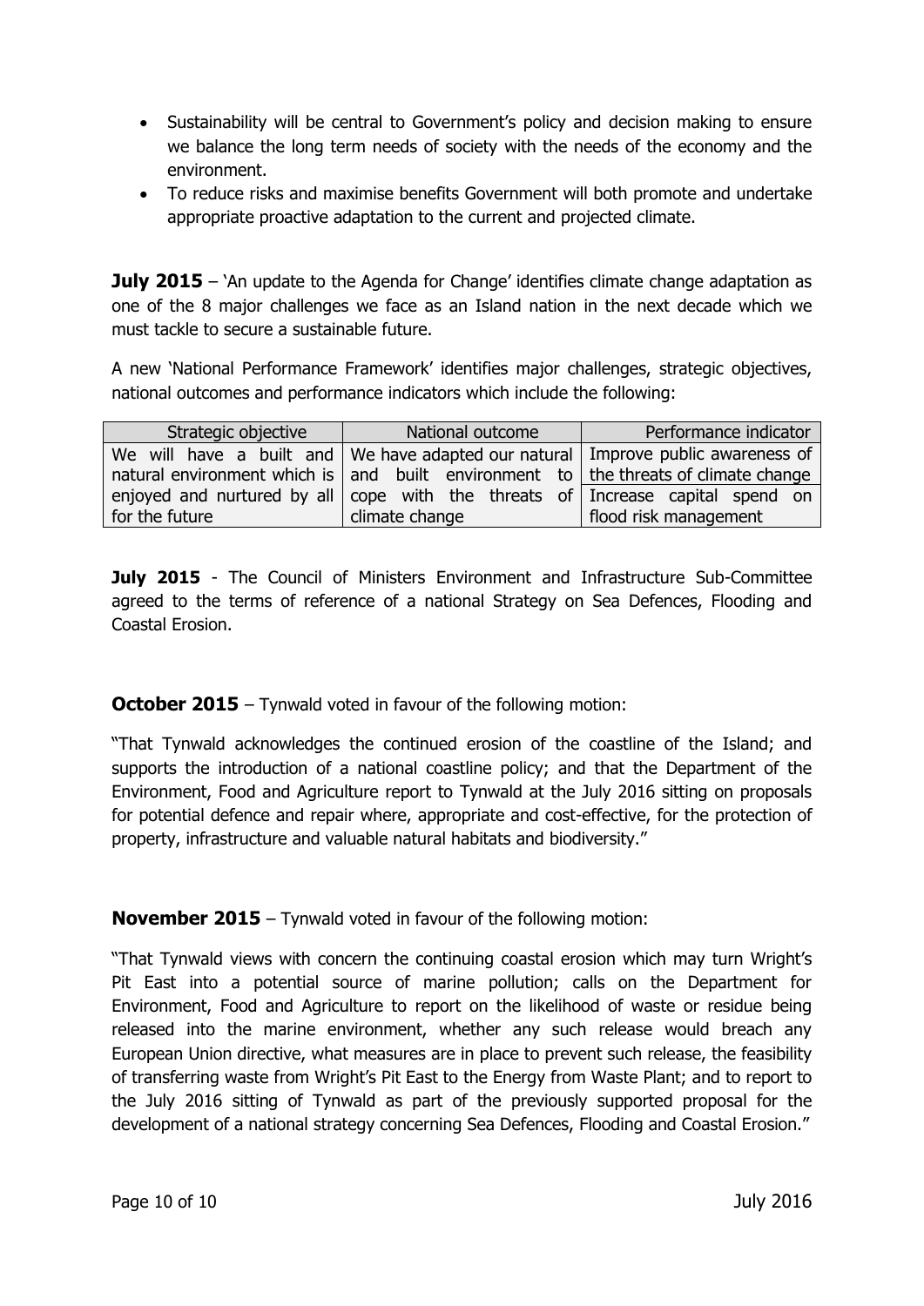- Sustainability will be central to Government's policy and decision making to ensure we balance the long term needs of society with the needs of the economy and the environment.
- To reduce risks and maximise benefits Government will both promote and undertake appropriate proactive adaptation to the current and projected climate.

**July 2015** – 'An update to the Agenda for Change' identifies climate change adaptation as one of the 8 major challenges we face as an Island nation in the next decade which we must tackle to secure a sustainable future.

A new 'National Performance Framework' identifies major challenges, strategic objectives, national outcomes and performance indicators which include the following:

| Strategic objective | National outcome | Performance indicator |
| --- | --- | --- |
| We will have a built and natural environment which is enjoyed and nurtured by all for the future | We have adapted our natural and built environment to cope with the threats of climate change | Improve public awareness of the threats of climate change |
| | | Increase capital spend on flood risk management |

**July 2015** - The Council of Ministers Environment and Infrastructure Sub-Committee agreed to the terms of reference of a national Strategy on Sea Defences, Flooding and Coastal Erosion.

**October 2015** – Tynwald voted in favour of the following motion:

"That Tynwald acknowledges the continued erosion of the coastline of the Island; and supports the introduction of a national coastline policy; and that the Department of the Environment, Food and Agriculture report to Tynwald at the July 2016 sitting on proposals for potential defence and repair where, appropriate and cost-effective, for the protection of property, infrastructure and valuable natural habitats and biodiversity."

**November 2015** – Tynwald voted in favour of the following motion:

"That Tynwald views with concern the continuing coastal erosion which may turn Wright's Pit East into a potential source of marine pollution; calls on the Department for Environment, Food and Agriculture to report on the likelihood of waste or residue being released into the marine environment, whether any such release would breach any European Union directive, what measures are in place to prevent such release, the feasibility of transferring waste from Wright's Pit East to the Energy from Waste Plant; and to report to the July 2016 sitting of Tynwald as part of the previously supported proposal for the development of a national strategy concerning Sea Defences, Flooding and Coastal Erosion."